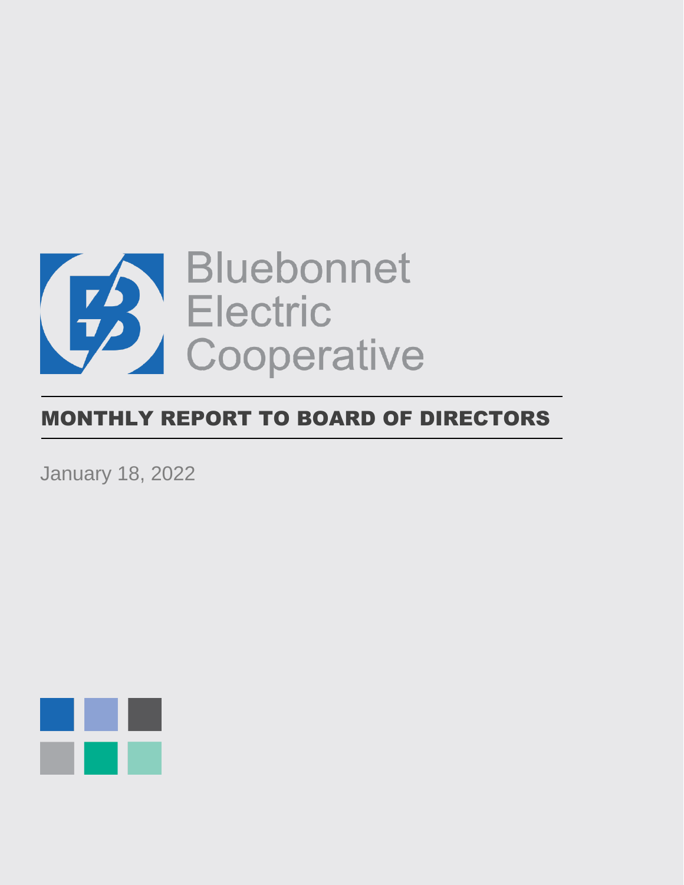Bluebonnet Electric Cooperative

# MONTHLY REPORT TO BOARD OF DIRECTORS

January 18, 2022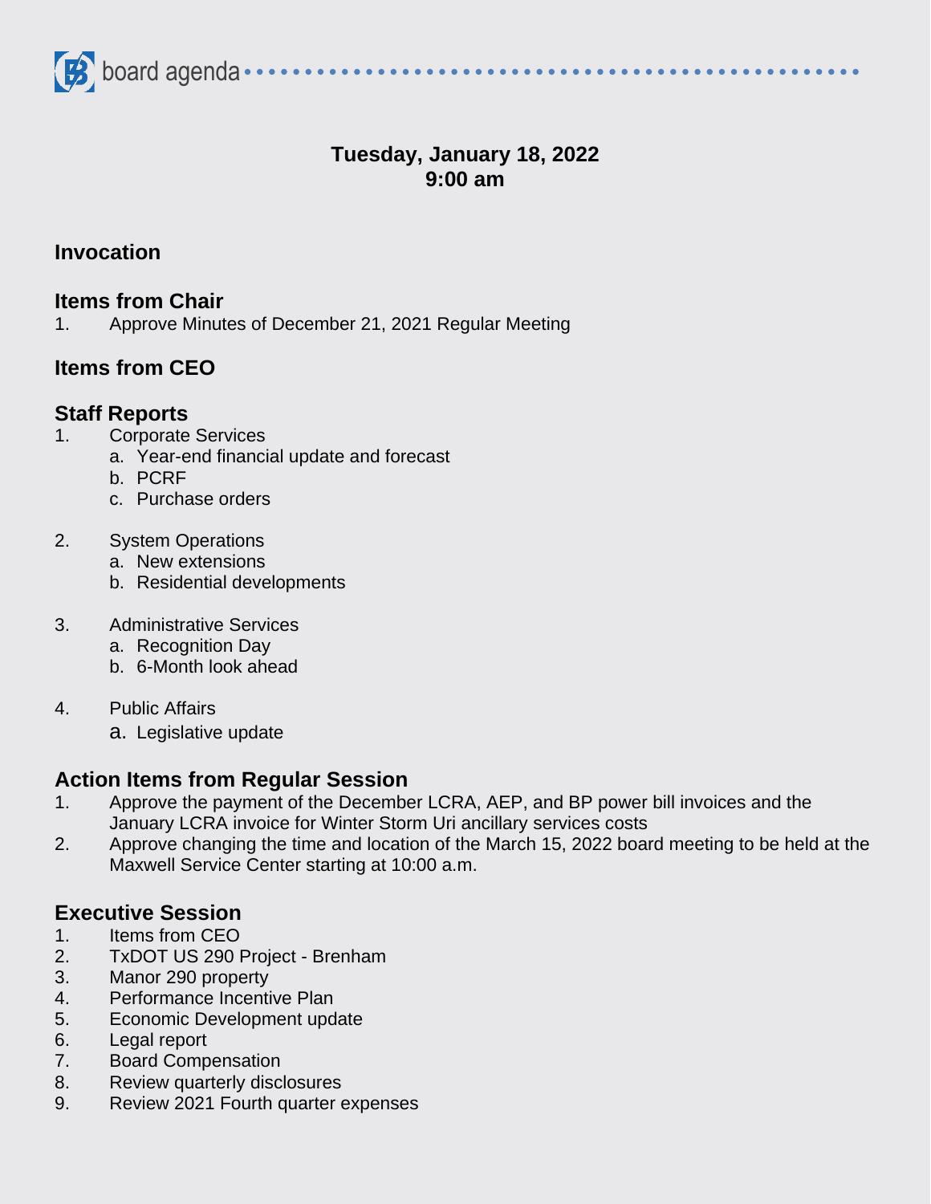board agenda

**Tuesday, January 18, 2022**
**9:00 am**

## Invocation

## Items from Chair

1. Approve Minutes of December 21, 2021 Regular Meeting

## Items from CEO

## Staff Reports

1. Corporate Services
   a. Year-end financial update and forecast
   b. PCRF
   c. Purchase orders

2. System Operations
   a. New extensions
   b. Residential developments

3. Administrative Services
   a. Recognition Day
   b. 6-Month look ahead

4. Public Affairs
   a. Legislative update

## Action Items from Regular Session

1. Approve the payment of the December LCRA, AEP, and BP power bill invoices and the January LCRA invoice for Winter Storm Uri ancillary services costs
2. Approve changing the time and location of the March 15, 2022 board meeting to be held at the Maxwell Service Center starting at 10:00 a.m.

## Executive Session

1. Items from CEO
2. TxDOT US 290 Project - Brenham
3. Manor 290 property
4. Performance Incentive Plan
5. Economic Development update
6. Legal report
7. Board Compensation
8. Review quarterly disclosures
9. Review 2021 Fourth quarter expenses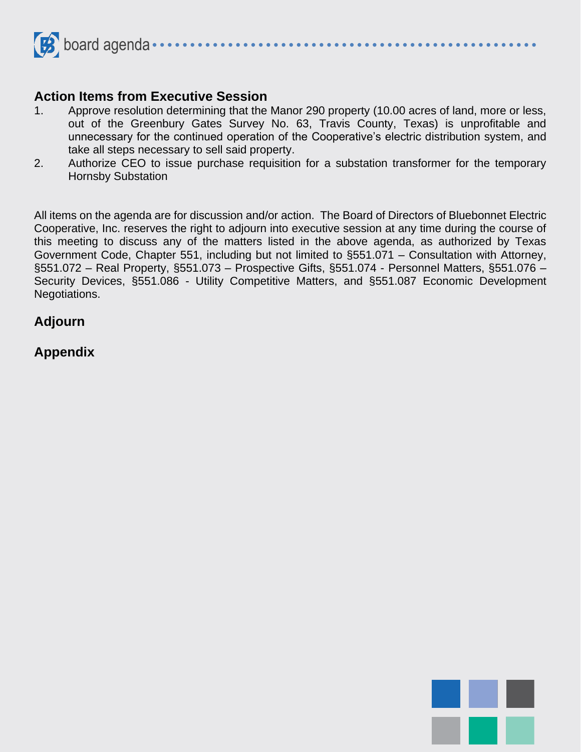## Action Items from Executive Session

1. Approve resolution determining that the Manor 290 property (10.00 acres of land, more or less, out of the Greenbury Gates Survey No. 63, Travis County, Texas) is unprofitable and unnecessary for the continued operation of the Cooperative's electric distribution system, and take all steps necessary to sell said property.
2. Authorize CEO to issue purchase requisition for a substation transformer for the temporary Hornsby Substation

All items on the agenda are for discussion and/or action. The Board of Directors of Bluebonnet Electric Cooperative, Inc. reserves the right to adjourn into executive session at any time during the course of this meeting to discuss any of the matters listed in the above agenda, as authorized by Texas Government Code, Chapter 551, including but not limited to §551.071 – Consultation with Attorney, §551.072 – Real Property, §551.073 – Prospective Gifts, §551.074 - Personnel Matters, §551.076 – Security Devices, §551.086 - Utility Competitive Matters, and §551.087 Economic Development Negotiations.

## Adjourn

## Appendix